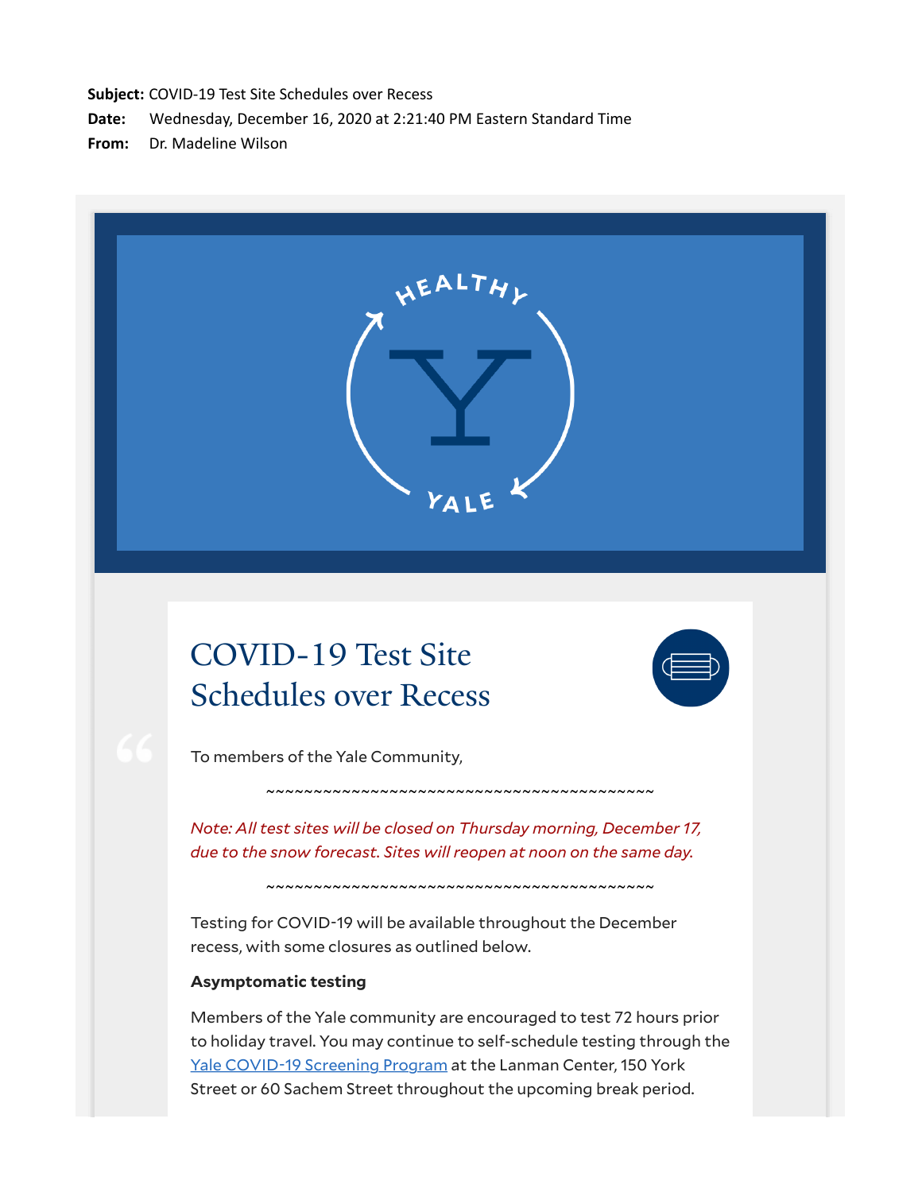**Subject:** COVID-19 Test Site Schedules over Recess
**Date:** Wednesday, December 16, 2020 at 2:21:40 PM Eastern Standard Time
**From:** Dr. Madeline Wilson

HEALTHY YALE

# COVID-19 Test Site Schedules over Recess

To members of the Yale Community,

~~~~~~~~~~~~~~~~~~~~~~~~~~~~~~~~~~~~~~~~~~

*Note: All test sites will be closed on Thursday morning, December 17, due to the snow forecast. Sites will reopen at noon on the same day.*

~~~~~~~~~~~~~~~~~~~~~~~~~~~~~~~~~~~~~~~~~~

Testing for COVID-19 will be available throughout the December recess, with some closures as outlined below.

**Asymptomatic testing**

Members of the Yale community are encouraged to test 72 hours prior to holiday travel. You may continue to self-schedule testing through the Yale COVID-19 Screening Program at the Lanman Center, 150 York Street or 60 Sachem Street throughout the upcoming break period.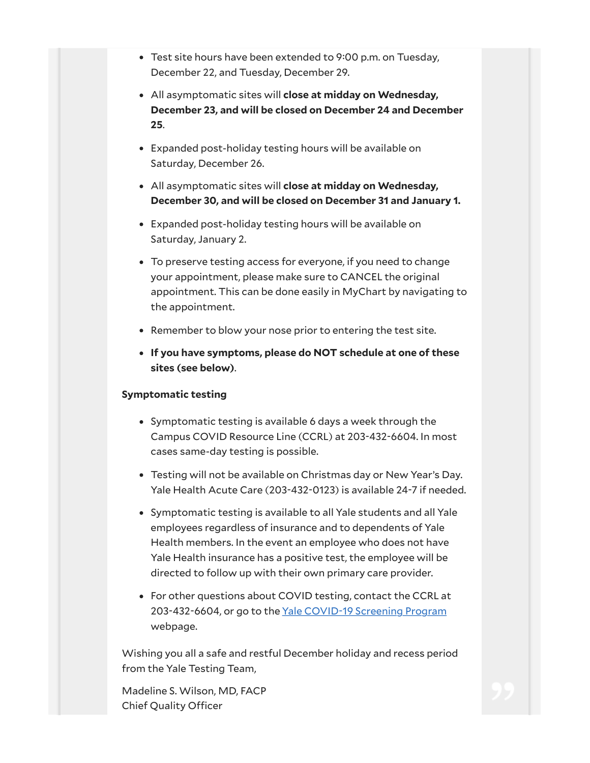- Test site hours have been extended to 9:00 p.m. on Tuesday, December 22, and Tuesday, December 29.
- All asymptomatic sites will **close at midday on Wednesday, December 23, and will be closed on December 24 and December 25**.
- Expanded post-holiday testing hours will be available on Saturday, December 26.
- All asymptomatic sites will **close at midday on Wednesday, December 30, and will be closed on December 31 and January 1.**
- Expanded post-holiday testing hours will be available on Saturday, January 2.
- To preserve testing access for everyone, if you need to change your appointment, please make sure to CANCEL the original appointment. This can be done easily in MyChart by navigating to the appointment.
- Remember to blow your nose prior to entering the test site.
- **If you have symptoms, please do NOT schedule at one of these sites (see below)**.

**Symptomatic testing**

- Symptomatic testing is available 6 days a week through the Campus COVID Resource Line (CCRL) at 203-432-6604. In most cases same-day testing is possible.
- Testing will not be available on Christmas day or New Year's Day. Yale Health Acute Care (203-432-0123) is available 24-7 if needed.
- Symptomatic testing is available to all Yale students and all Yale employees regardless of insurance and to dependents of Yale Health members. In the event an employee who does not have Yale Health insurance has a positive test, the employee will be directed to follow up with their own primary care provider.
- For other questions about COVID testing, contact the CCRL at 203-432-6604, or go to the [Yale COVID-19 Screening Program](#) webpage.

Wishing you all a safe and restful December holiday and recess period from the Yale Testing Team,

Madeline S. Wilson, MD, FACP
Chief Quality Officer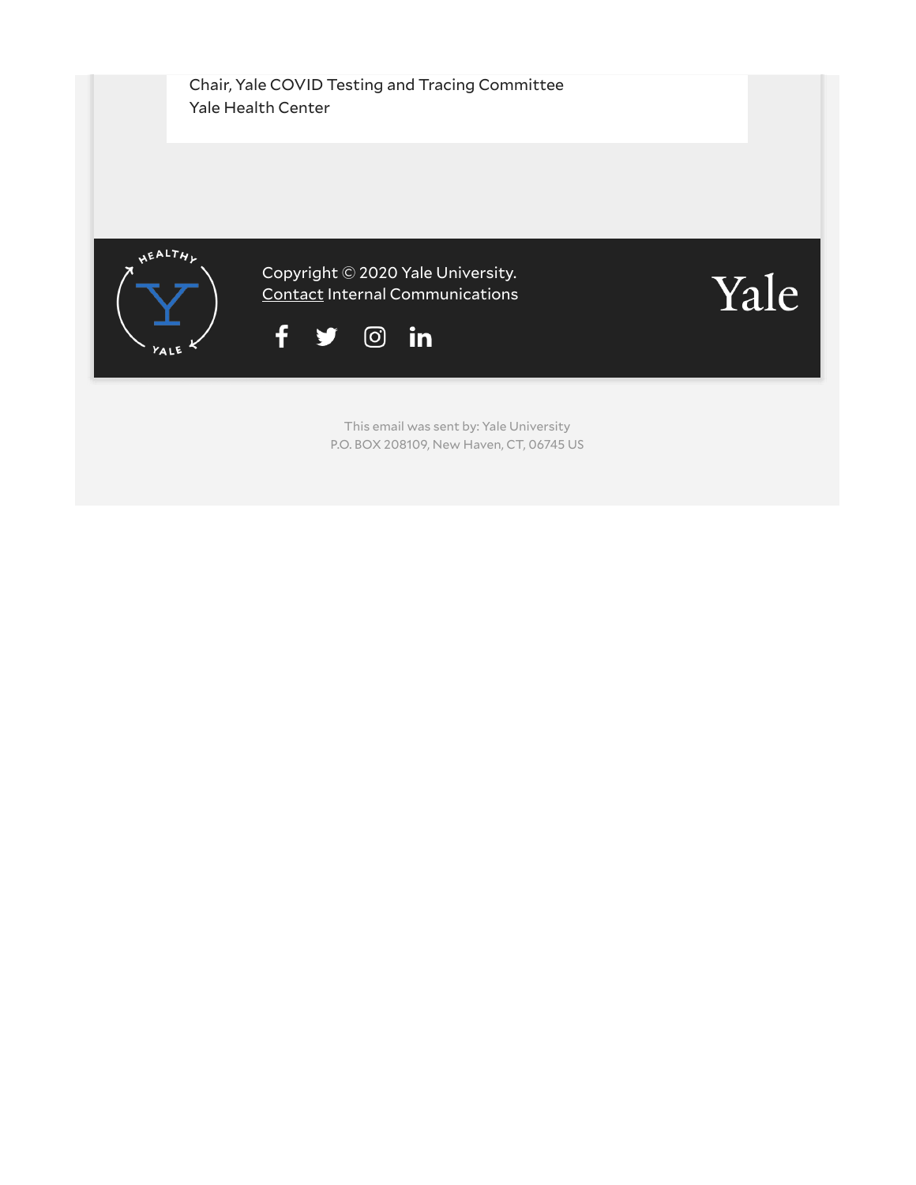Chair, Yale COVID Testing and Tracing Committee
Yale Health Center

Copyright © 2020 Yale University.
Contact Internal Communications

This email was sent by: Yale University
P.O. BOX 208109, New Haven, CT, 06745 US